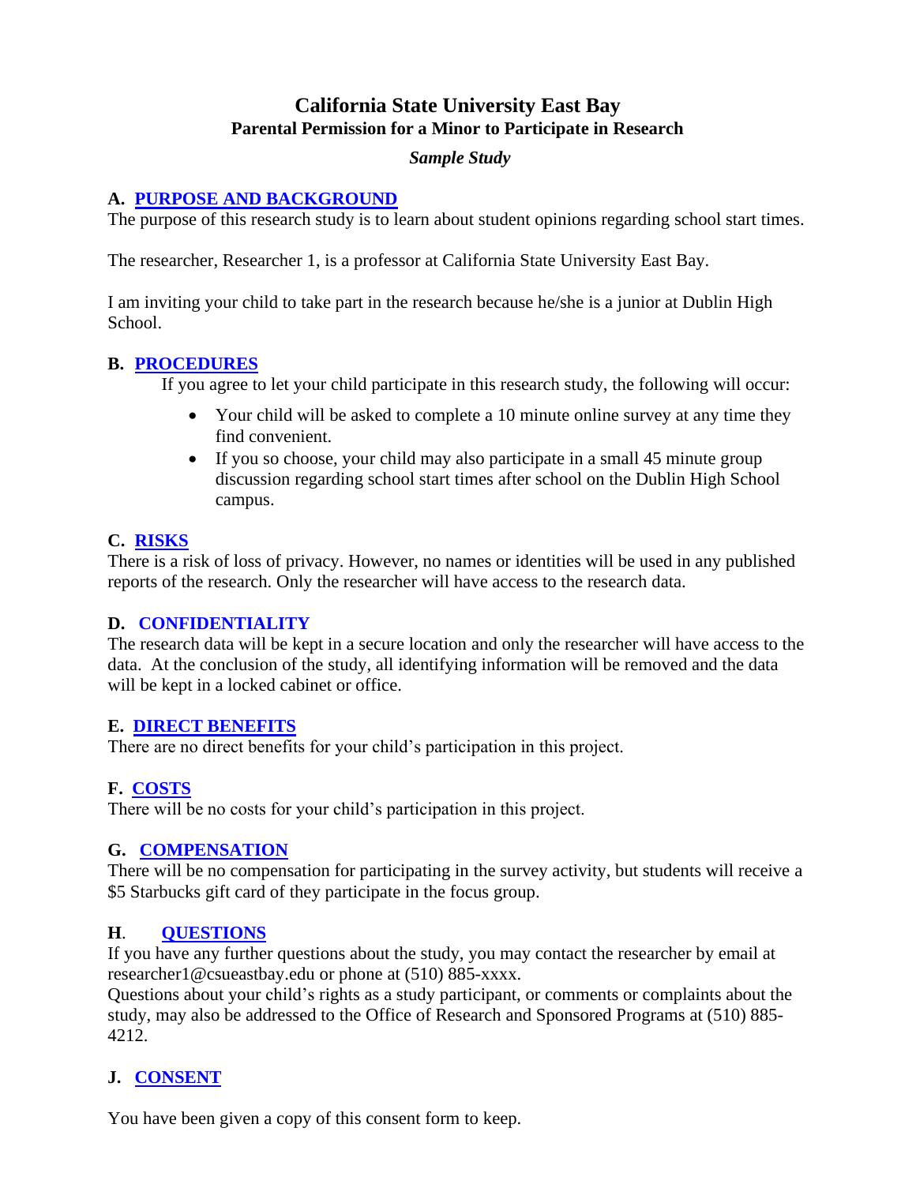# California State University East Bay

## Parental Permission for a Minor to Participate in Research

***Sample Study***

### A. PURPOSE AND BACKGROUND

The purpose of this research study is to learn about student opinions regarding school start times.

The researcher, Researcher 1, is a professor at California State University East Bay.

I am inviting your child to take part in the research because he/she is a junior at Dublin High School.

### B. PROCEDURES

If you agree to let your child participate in this research study, the following will occur:

- Your child will be asked to complete a 10 minute online survey at any time they find convenient.
- If you so choose, your child may also participate in a small 45 minute group discussion regarding school start times after school on the Dublin High School campus.

### C. RISKS

There is a risk of loss of privacy. However, no names or identities will be used in any published reports of the research. Only the researcher will have access to the research data.

### D. CONFIDENTIALITY

The research data will be kept in a secure location and only the researcher will have access to the data. At the conclusion of the study, all identifying information will be removed and the data will be kept in a locked cabinet or office.

### E. DIRECT BENEFITS

There are no direct benefits for your child's participation in this project.

### F. COSTS

There will be no costs for your child's participation in this project.

### G. COMPENSATION

There will be no compensation for participating in the survey activity, but students will receive a $5 Starbucks gift card of they participate in the focus group.

### H. QUESTIONS

If you have any further questions about the study, you may contact the researcher by email at researcher1@csueastbay.edu or phone at (510) 885-xxxx.
Questions about your child's rights as a study participant, or comments or complaints about the study, may also be addressed to the Office of Research and Sponsored Programs at (510) 885-4212.

### J. CONSENT

You have been given a copy of this consent form to keep.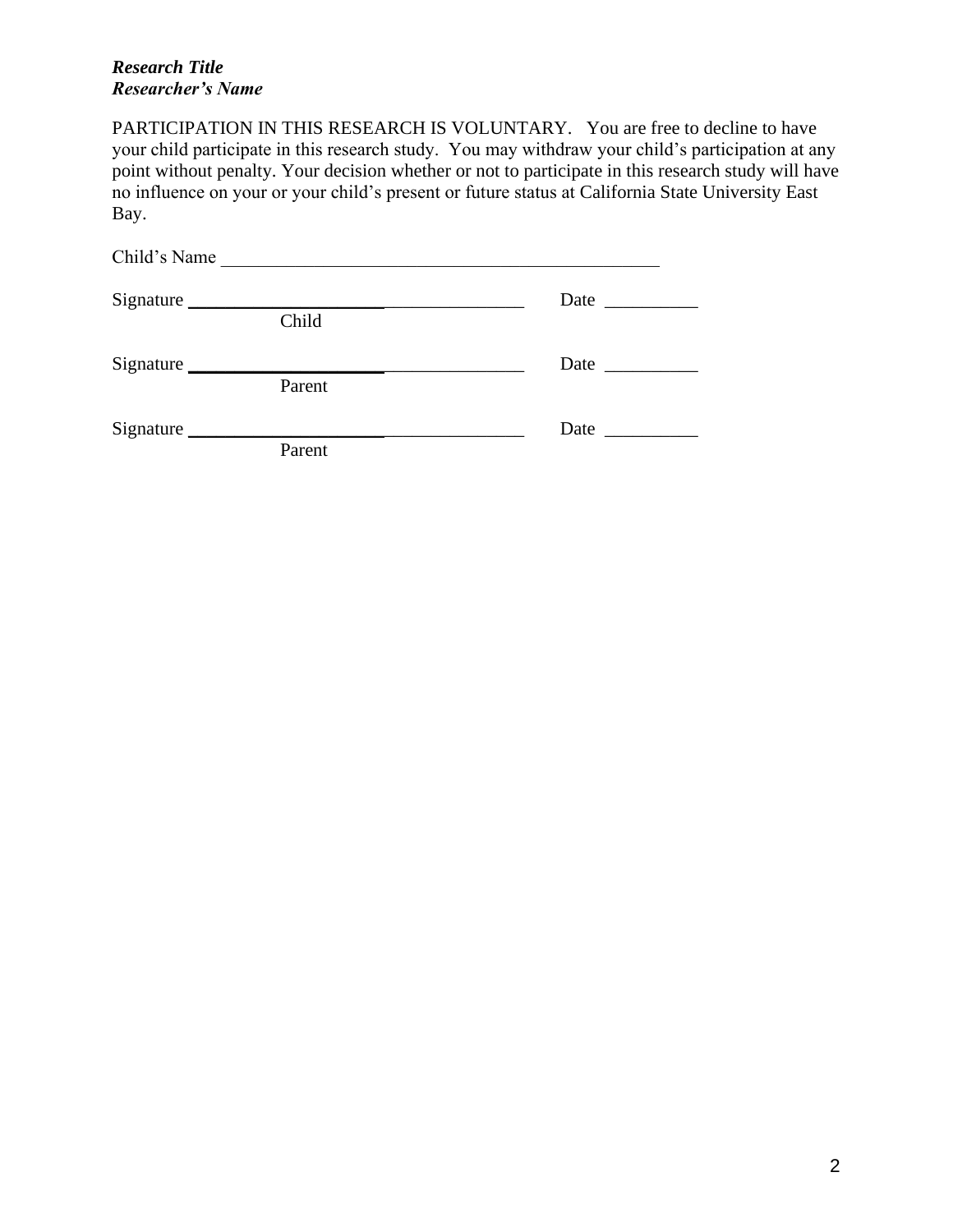***Research Title***
***Researcher's Name***

PARTICIPATION IN THIS RESEARCH IS VOLUNTARY. You are free to decline to have your child participate in this research study. You may withdraw your child's participation at any point without penalty. Your decision whether or not to participate in this research study will have no influence on your or your child's present or future status at California State University East Bay.

Child's Name ______________________________________________

Signature ____________________________________ Date __________
Child

Signature ____________________________________ Date __________
Parent

Signature ____________________________________ Date __________
Parent